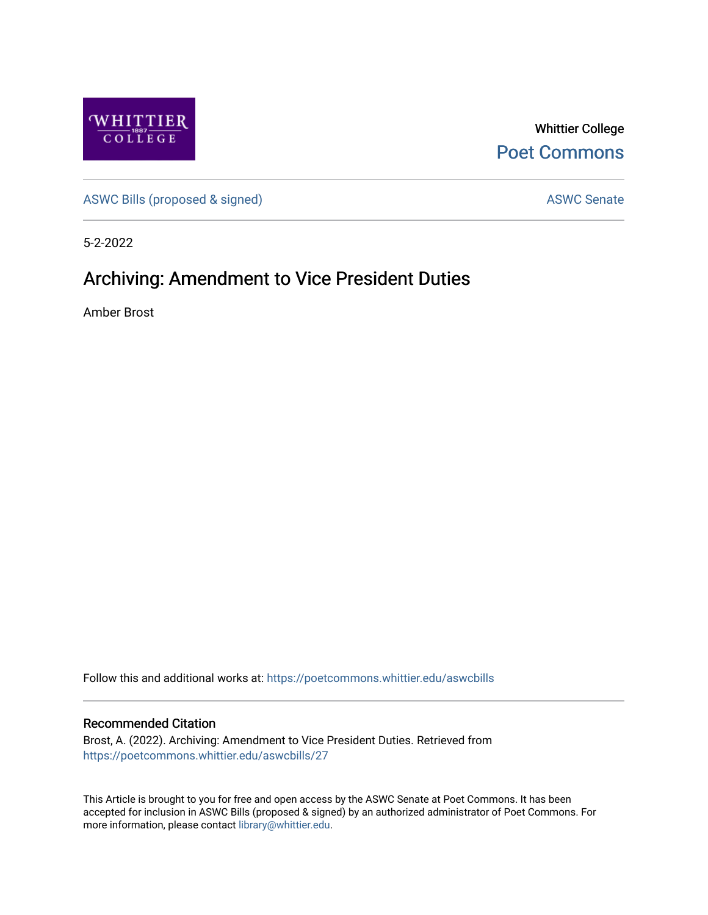Whittier College

Poet Commons

ASWC Bills (proposed & signed)

ASWC Senate

5-2-2022

# Archiving: Amendment to Vice President Duties

Amber Brost

Follow this and additional works at: https://poetcommons.whittier.edu/aswcbills

## Recommended Citation

Brost, A. (2022). Archiving: Amendment to Vice President Duties. Retrieved from https://poetcommons.whittier.edu/aswcbills/27

This Article is brought to you for free and open access by the ASWC Senate at Poet Commons. It has been accepted for inclusion in ASWC Bills (proposed & signed) by an authorized administrator of Poet Commons. For more information, please contact library@whittier.edu.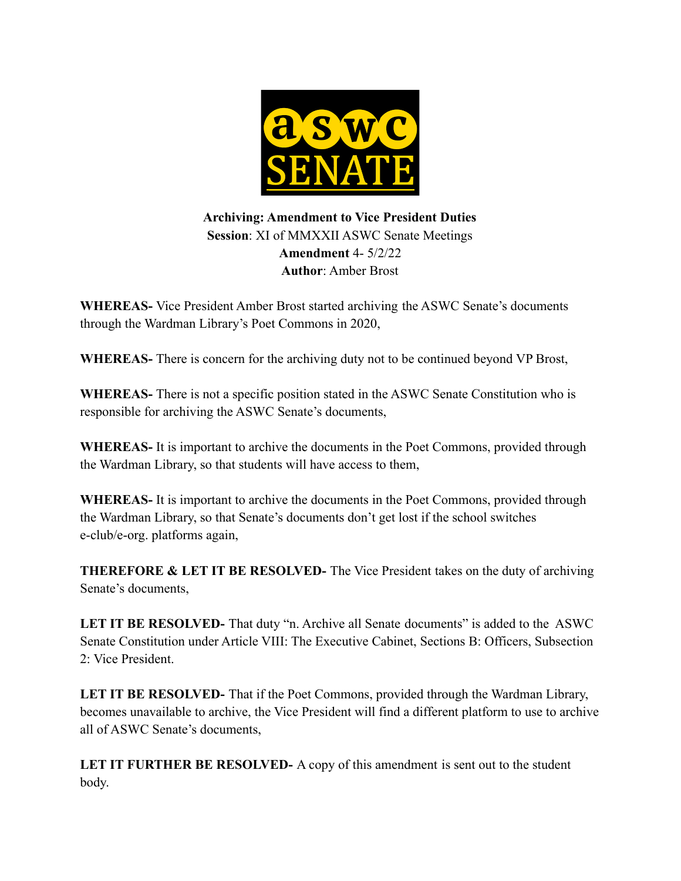**Archiving: Amendment to Vice President Duties**
**Session**: XI of MMXXII ASWC Senate Meetings
**Amendment** 4- 5/2/22
**Author**: Amber Brost

**WHEREAS-** Vice President Amber Brost started archiving the ASWC Senate's documents through the Wardman Library's Poet Commons in 2020,

**WHEREAS-** There is concern for the archiving duty not to be continued beyond VP Brost,

**WHEREAS-** There is not a specific position stated in the ASWC Senate Constitution who is responsible for archiving the ASWC Senate's documents,

**WHEREAS-** It is important to archive the documents in the Poet Commons, provided through the Wardman Library, so that students will have access to them,

**WHEREAS-** It is important to archive the documents in the Poet Commons, provided through the Wardman Library, so that Senate's documents don't get lost if the school switches e-club/e-org. platforms again,

**THEREFORE & LET IT BE RESOLVED-** The Vice President takes on the duty of archiving Senate's documents,

**LET IT BE RESOLVED-** That duty "n. Archive all Senate documents" is added to the ASWC Senate Constitution under Article VIII: The Executive Cabinet, Sections B: Officers, Subsection 2: Vice President.

**LET IT BE RESOLVED-** That if the Poet Commons, provided through the Wardman Library, becomes unavailable to archive, the Vice President will find a different platform to use to archive all of ASWC Senate's documents,

**LET IT FURTHER BE RESOLVED-** A copy of this amendment is sent out to the student body.